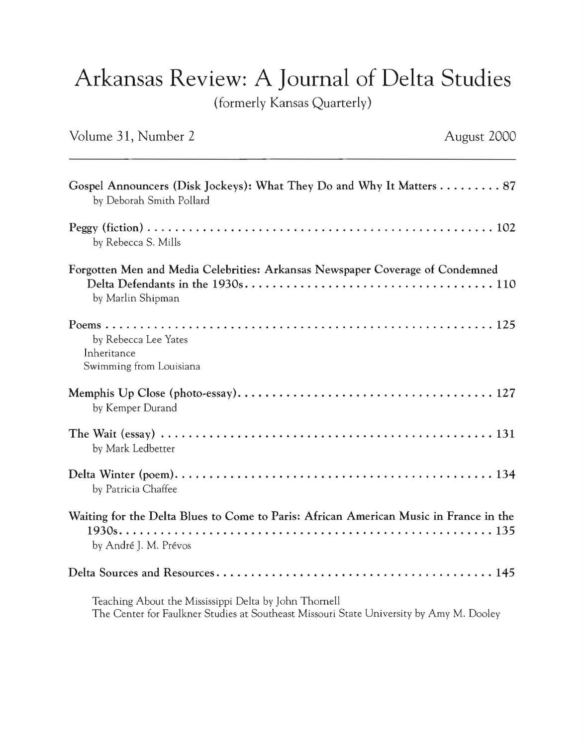# Arkansas Review: A Journal of Delta Studies

(formerly Kansas Quarterly)

Volume 31, Number 2 — August 2000

---

**Gospel Announcers (Disk Jockeys): What They Do and Why It Matters** . . . . . . . . . 87
by Deborah Smith Pollard

**Peggy (fiction)** . . . . . . . . . . . . . . . . . . . . . . . . . . . . . . . . . . . . . . . . . . . . . . . . . . . . 102
by Rebecca S. Mills

**Forgotten Men and Media Celebrities: Arkansas Newspaper Coverage of Condemned Delta Defendants in the 1930s** . . . . . . . . . . . . . . . . . . . . . . . . . . . . . . . . . . . . 110
by Marlin Shipman

**Poems** . . . . . . . . . . . . . . . . . . . . . . . . . . . . . . . . . . . . . . . . . . . . . . . . . . . . . . . . . 125
by Rebecca Lee Yates
Inheritance
Swimming from Louisiana

**Memphis Up Close (photo-essay)** . . . . . . . . . . . . . . . . . . . . . . . . . . . . . . . . . . . . . 127
by Kemper Durand

**The Wait (essay)** . . . . . . . . . . . . . . . . . . . . . . . . . . . . . . . . . . . . . . . . . . . . . . . . . 131
by Mark Ledbetter

**Delta Winter (poem)** . . . . . . . . . . . . . . . . . . . . . . . . . . . . . . . . . . . . . . . . . . . . . . 134
by Patricia Chaffee

**Waiting for the Delta Blues to Come to Paris: African American Music in France in the 1930s** . . . . . . . . . . . . . . . . . . . . . . . . . . . . . . . . . . . . . . . . . . . . . . . . . . . . . 135
by André J. M. Prévos

**Delta Sources and Resources** . . . . . . . . . . . . . . . . . . . . . . . . . . . . . . . . . . . . . . . . 145

Teaching About the Mississippi Delta by John Thornell
The Center for Faulkner Studies at Southeast Missouri State University by Amy M. Dooley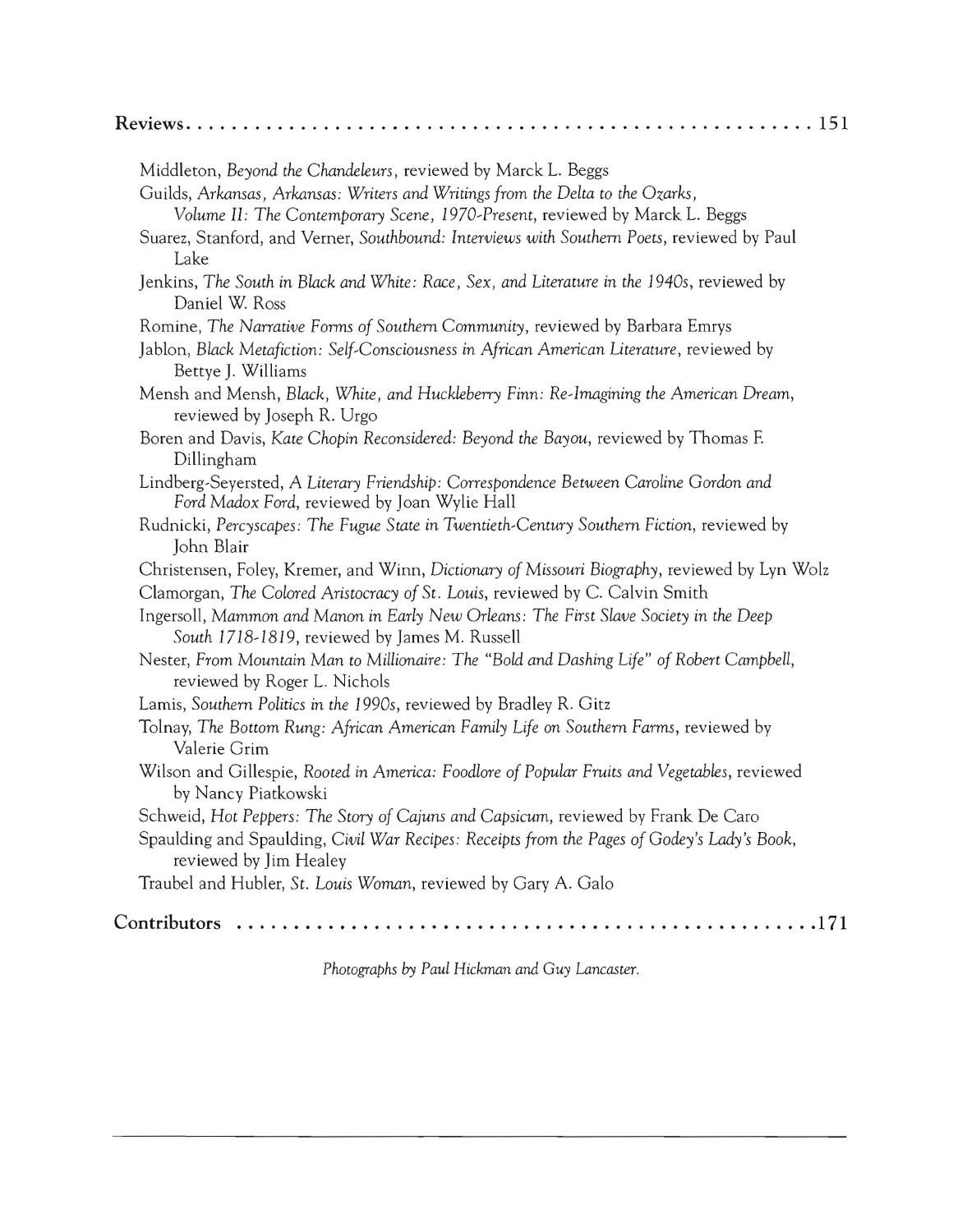**Reviews** .......................................................... 151

Middleton, *Beyond the Chandeleurs*, reviewed by Marck L. Beggs

Guilds, *Arkansas, Arkansas: Writers and Writings from the Delta to the Ozarks, Volume II: The Contemporary Scene, 1970-Present*, reviewed by Marck L. Beggs

Suarez, Stanford, and Verner, *Southbound: Interviews with Southern Poets*, reviewed by Paul Lake

Jenkins, *The South in Black and White: Race, Sex, and Literature in the 1940s*, reviewed by Daniel W. Ross

Romine, *The Narrative Forms of Southern Community*, reviewed by Barbara Emrys

Jablon, *Black Metafiction: Self-Consciousness in African American Literature*, reviewed by Bettye J. Williams

Mensh and Mensh, *Black, White, and Huckleberry Finn: Re-Imagining the American Dream*, reviewed by Joseph R. Urgo

Boren and Davis, *Kate Chopin Reconsidered: Beyond the Bayou*, reviewed by Thomas F. Dillingham

Lindberg-Seyersted, *A Literary Friendship: Correspondence Between Caroline Gordon and Ford Madox Ford*, reviewed by Joan Wylie Hall

Rudnicki, *Percyscapes: The Fugue State in Twentieth-Century Southern Fiction*, reviewed by John Blair

Christensen, Foley, Kremer, and Winn, *Dictionary of Missouri Biography*, reviewed by Lyn Wolz

Clamorgan, *The Colored Aristocracy of St. Louis*, reviewed by C. Calvin Smith

Ingersoll, *Mammon and Manon in Early New Orleans: The First Slave Society in the Deep South 1718-1819*, reviewed by James M. Russell

Nester, *From Mountain Man to Millionaire: The "Bold and Dashing Life" of Robert Campbell*, reviewed by Roger L. Nichols

Lamis, *Southern Politics in the 1990s*, reviewed by Bradley R. Gitz

Tolnay, *The Bottom Rung: African American Family Life on Southern Farms*, reviewed by Valerie Grim

Wilson and Gillespie, *Rooted in America: Foodlore of Popular Fruits and Vegetables*, reviewed by Nancy Piatkowski

Schweid, *Hot Peppers: The Story of Cajuns and Capsicum*, reviewed by Frank De Caro

Spaulding and Spaulding, *Civil War Recipes: Receipts from the Pages of Godey's Lady's Book*, reviewed by Jim Healey

Traubel and Hubler, *St. Louis Woman*, reviewed by Gary A. Galo

**Contributors** .......................................................... 171

*Photographs by Paul Hickman and Guy Lancaster.*